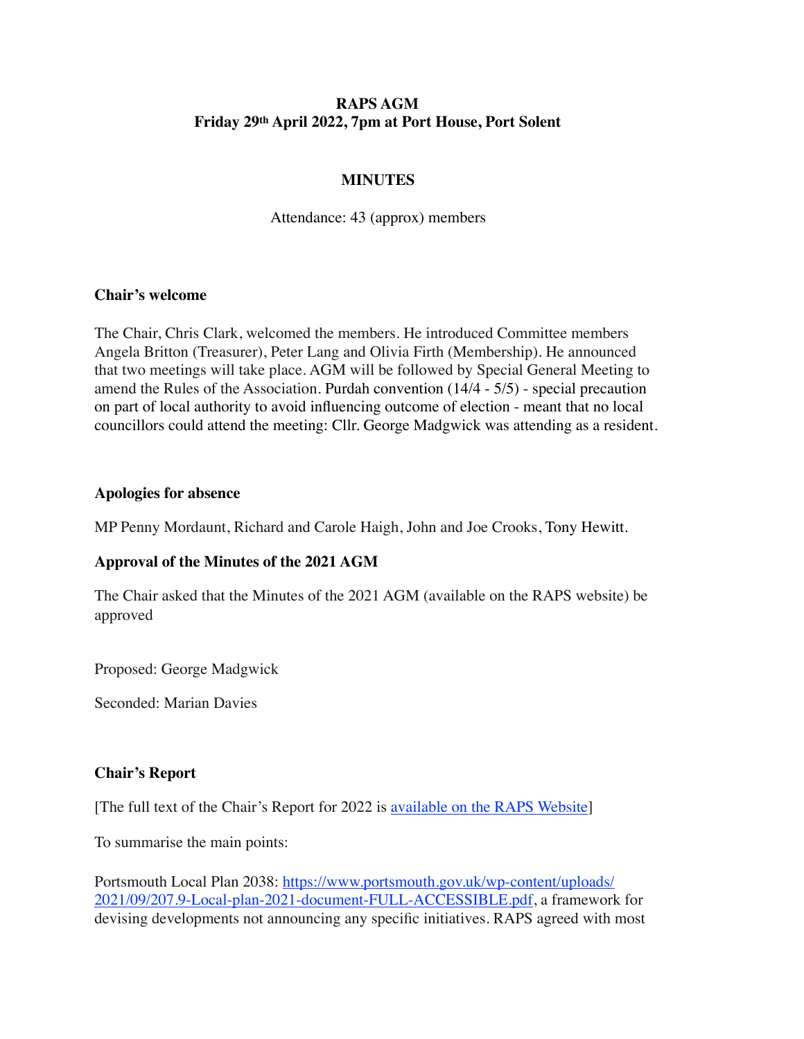**RAPS AGM**
**Friday 29th April 2022, 7pm at Port House, Port Solent**

**MINUTES**

Attendance: 43 (approx) members

**Chair's welcome**

The Chair, Chris Clark, welcomed the members. He introduced Committee members Angela Britton (Treasurer), Peter Lang and Olivia Firth (Membership). He announced that two meetings will take place. AGM will be followed by Special General Meeting to amend the Rules of the Association. Purdah convention (14/4 - 5/5) - special precaution on part of local authority to avoid influencing outcome of election - meant that no local councillors could attend the meeting: Cllr. George Madgwick was attending as a resident.

**Apologies for absence**

MP Penny Mordaunt, Richard and Carole Haigh, John and Joe Crooks, Tony Hewitt.

**Approval of the Minutes of the 2021 AGM**

The Chair asked that the Minutes of the 2021 AGM (available on the RAPS website) be approved

Proposed: George Madgwick

Seconded: Marian Davies

**Chair's Report**

[The full text of the Chair's Report for 2022 is available on the RAPS Website]

To summarise the main points:

Portsmouth Local Plan 2038: https://www.portsmouth.gov.uk/wp-content/uploads/2021/09/207.9-Local-plan-2021-document-FULL-ACCESSIBLE.pdf, a framework for devising developments not announcing any specific initiatives. RAPS agreed with most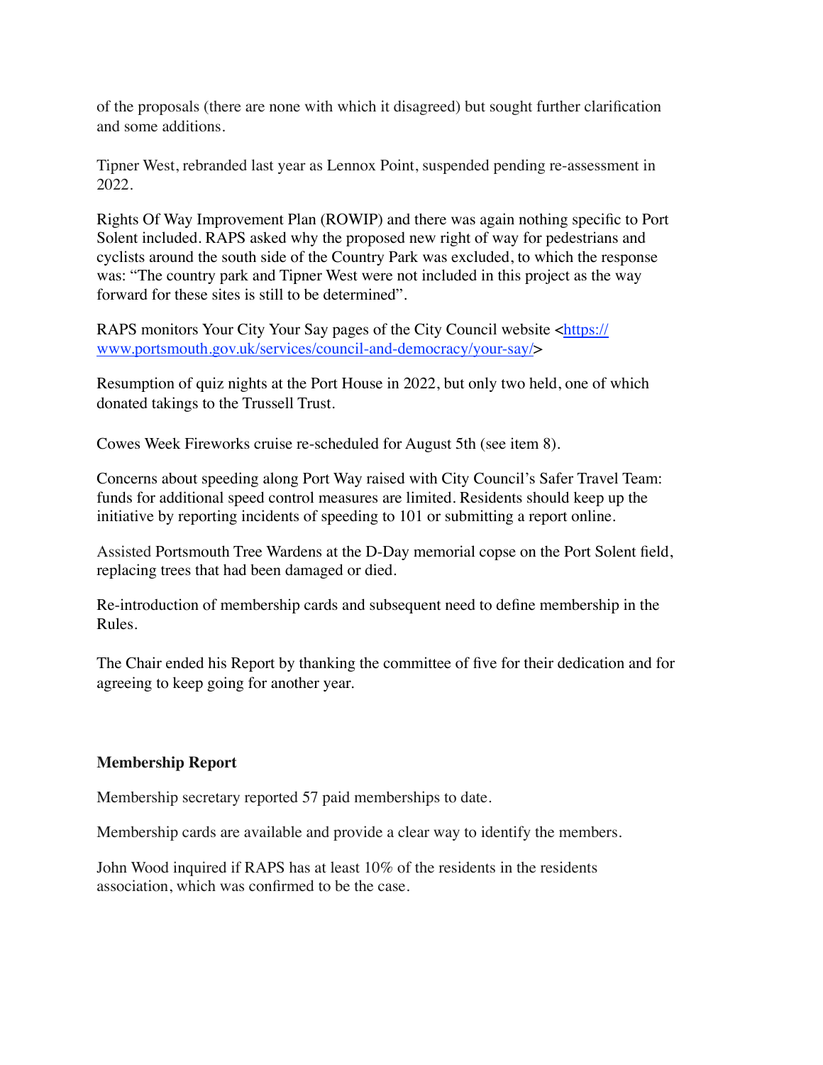of the proposals (there are none with which it disagreed) but sought further clarification and some additions.

Tipner West, rebranded last year as Lennox Point, suspended pending re-assessment in 2022.

Rights Of Way Improvement Plan (ROWIP) and there was again nothing specific to Port Solent included. RAPS asked why the proposed new right of way for pedestrians and cyclists around the south side of the Country Park was excluded, to which the response was: "The country park and Tipner West were not included in this project as the way forward for these sites is still to be determined".

RAPS monitors Your City Your Say pages of the City Council website <https://www.portsmouth.gov.uk/services/council-and-democracy/your-say/>

Resumption of quiz nights at the Port House in 2022, but only two held, one of which donated takings to the Trussell Trust.

Cowes Week Fireworks cruise re-scheduled for August 5th (see item 8).

Concerns about speeding along Port Way raised with City Council's Safer Travel Team: funds for additional speed control measures are limited. Residents should keep up the initiative by reporting incidents of speeding to 101 or submitting a report online.

Assisted Portsmouth Tree Wardens at the D-Day memorial copse on the Port Solent field, replacing trees that had been damaged or died.

Re-introduction of membership cards and subsequent need to define membership in the Rules.

The Chair ended his Report by thanking the committee of five for their dedication and for agreeing to keep going for another year.

**Membership Report**

Membership secretary reported 57 paid memberships to date.

Membership cards are available and provide a clear way to identify the members.

John Wood inquired if RAPS has at least 10% of the residents in the residents association, which was confirmed to be the case.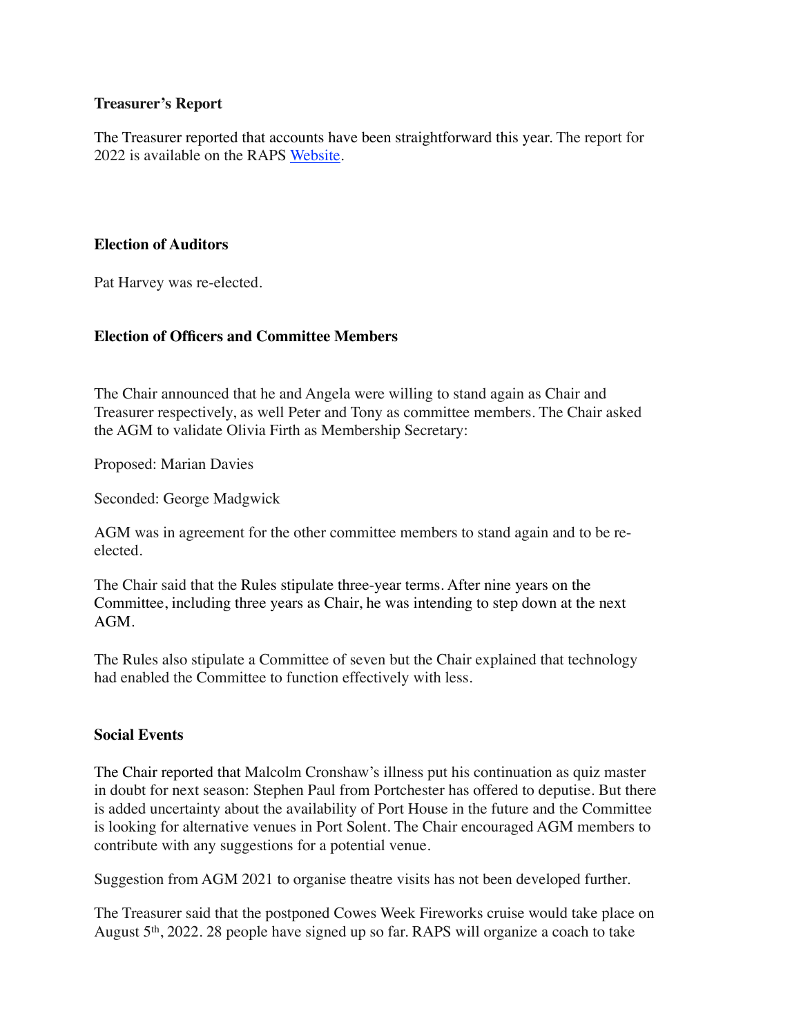**Treasurer's Report**

The Treasurer reported that accounts have been straightforward this year. The report for 2022 is available on the RAPS [Website](#).

**Election of Auditors**

Pat Harvey was re-elected.

**Election of Officers and Committee Members**

The Chair announced that he and Angela were willing to stand again as Chair and Treasurer respectively, as well Peter and Tony as committee members. The Chair asked the AGM to validate Olivia Firth as Membership Secretary:

Proposed: Marian Davies

Seconded: George Madgwick

AGM was in agreement for the other committee members to stand again and to be re-elected.

The Chair said that the Rules stipulate three-year terms. After nine years on the Committee, including three years as Chair, he was intending to step down at the next AGM.

The Rules also stipulate a Committee of seven but the Chair explained that technology had enabled the Committee to function effectively with less.

**Social Events**

The Chair reported that Malcolm Cronshaw's illness put his continuation as quiz master in doubt for next season: Stephen Paul from Portchester has offered to deputise. But there is added uncertainty about the availability of Port House in the future and the Committee is looking for alternative venues in Port Solent. The Chair encouraged AGM members to contribute with any suggestions for a potential venue.

Suggestion from AGM 2021 to organise theatre visits has not been developed further.

The Treasurer said that the postponed Cowes Week Fireworks cruise would take place on August 5th, 2022. 28 people have signed up so far. RAPS will organize a coach to take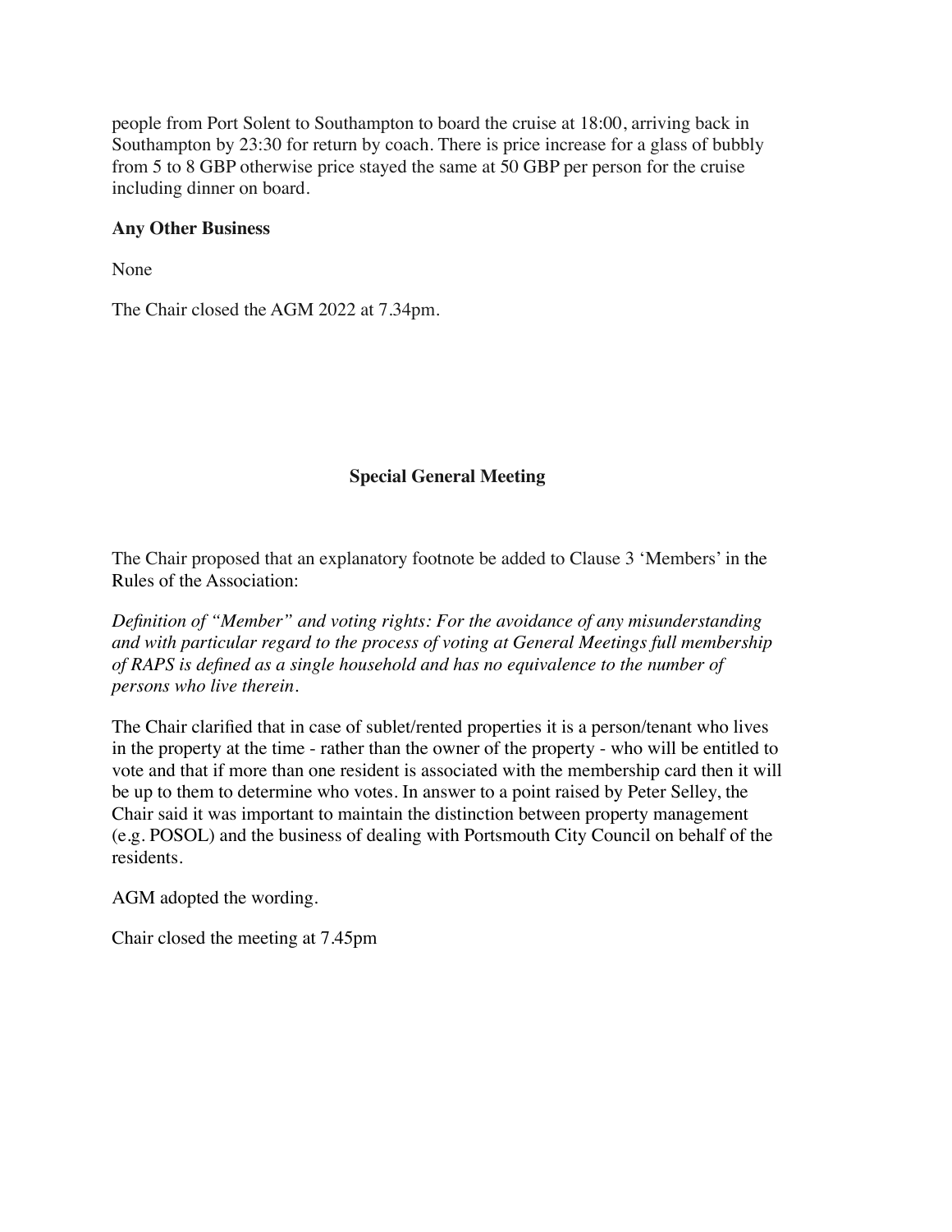people from Port Solent to Southampton to board the cruise at 18:00, arriving back in Southampton by 23:30 for return by coach. There is price increase for a glass of bubbly from 5 to 8 GBP otherwise price stayed the same at 50 GBP per person for the cruise including dinner on board.

**Any Other Business**

None

The Chair closed the AGM 2022 at 7.34pm.

## Special General Meeting

The Chair proposed that an explanatory footnote be added to Clause 3 'Members' in the Rules of the Association:

*Definition of "Member" and voting rights: For the avoidance of any misunderstanding and with particular regard to the process of voting at General Meetings full membership of RAPS is defined as a single household and has no equivalence to the number of persons who live therein.*

The Chair clarified that in case of sublet/rented properties it is a person/tenant who lives in the property at the time - rather than the owner of the property - who will be entitled to vote and that if more than one resident is associated with the membership card then it will be up to them to determine who votes. In answer to a point raised by Peter Selley, the Chair said it was important to maintain the distinction between property management (e.g. POSOL) and the business of dealing with Portsmouth City Council on behalf of the residents.

AGM adopted the wording.

Chair closed the meeting at 7.45pm